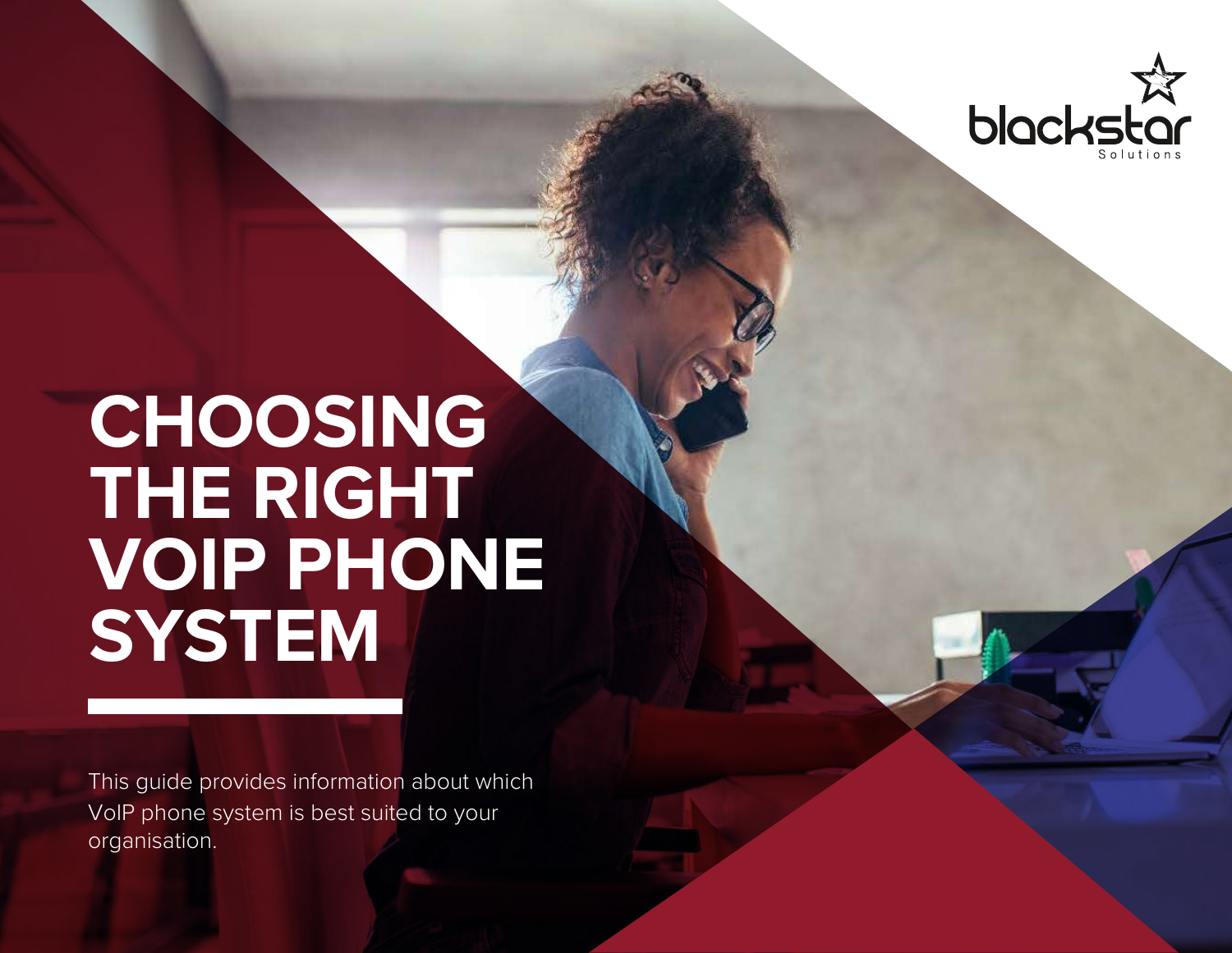blackstar
Solutions

# CHOOSING THE RIGHT VOIP PHONE SYSTEM

This guide provides information about which VoIP phone system is best suited to your organisation.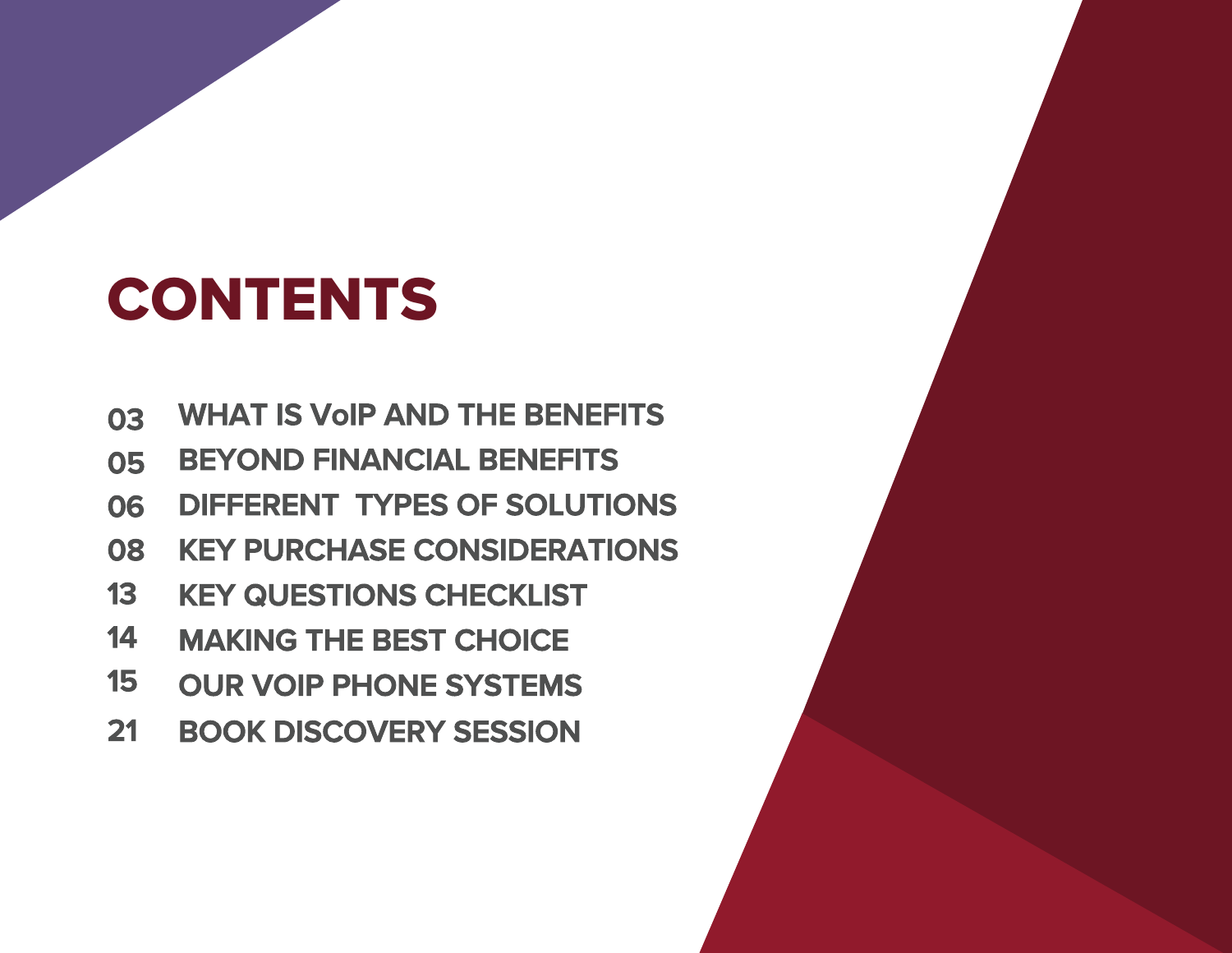# CONTENTS

03 WHAT IS VoIP AND THE BENEFITS
05 BEYOND FINANCIAL BENEFITS
06 DIFFERENT TYPES OF SOLUTIONS
08 KEY PURCHASE CONSIDERATIONS
13 KEY QUESTIONS CHECKLIST
14 MAKING THE BEST CHOICE
15 OUR VOIP PHONE SYSTEMS
21 BOOK DISCOVERY SESSION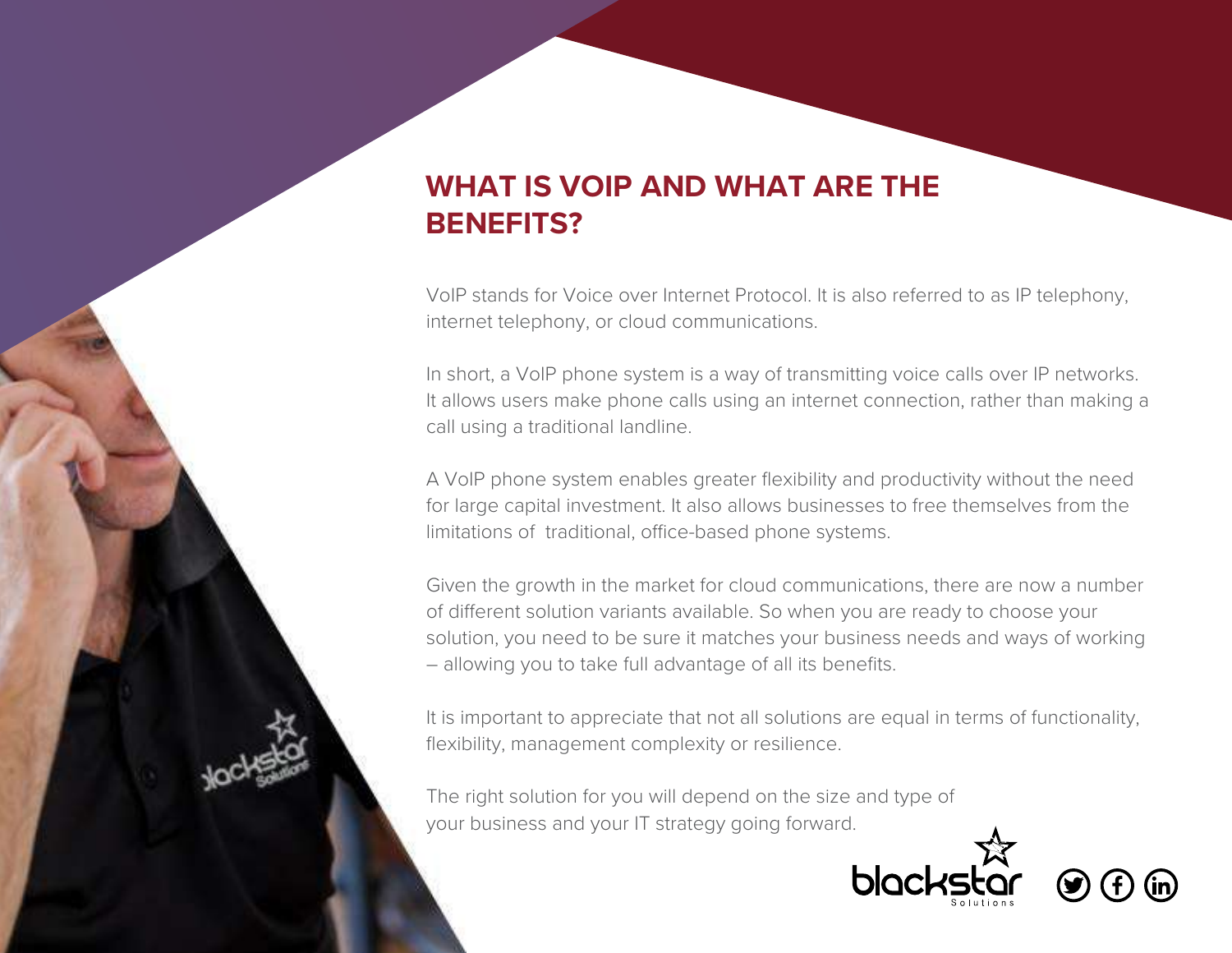# WHAT IS VOIP AND WHAT ARE THE BENEFITS?

VoIP stands for Voice over Internet Protocol. It is also referred to as IP telephony, internet telephony, or cloud communications.

In short, a VoIP phone system is a way of transmitting voice calls over IP networks. It allows users make phone calls using an internet connection, rather than making a call using a traditional landline.

A VoIP phone system enables greater flexibility and productivity without the need for large capital investment. It also allows businesses to free themselves from the limitations of traditional, office-based phone systems.

Given the growth in the market for cloud communications, there are now a number of different solution variants available. So when you are ready to choose your solution, you need to be sure it matches your business needs and ways of working – allowing you to take full advantage of all its benefits.

It is important to appreciate that not all solutions are equal in terms of functionality, flexibility, management complexity or resilience.

The right solution for you will depend on the size and type of your business and your IT strategy going forward.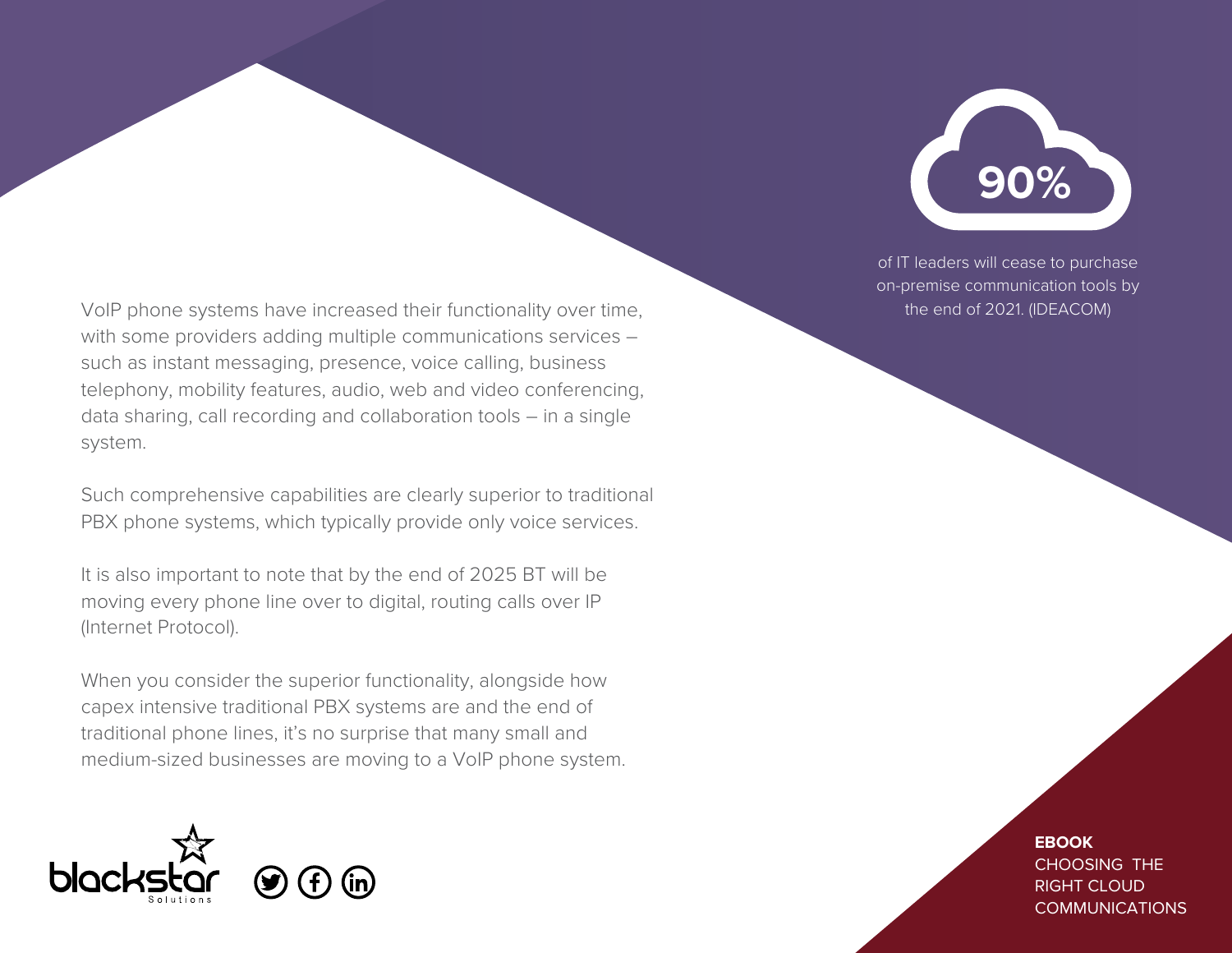**90%**

of IT leaders will cease to purchase on-premise communication tools by the end of 2021. (IDEACOM)

VoIP phone systems have increased their functionality over time, with some providers adding multiple communications services – such as instant messaging, presence, voice calling, business telephony, mobility features, audio, web and video conferencing, data sharing, call recording and collaboration tools – in a single system.

Such comprehensive capabilities are clearly superior to traditional PBX phone systems, which typically provide only voice services.

It is also important to note that by the end of 2025 BT will be moving every phone line over to digital, routing calls over IP (Internet Protocol).

When you consider the superior functionality, alongside how capex intensive traditional PBX systems are and the end of traditional phone lines, it's no surprise that many small and medium-sized businesses are moving to a VoIP phone system.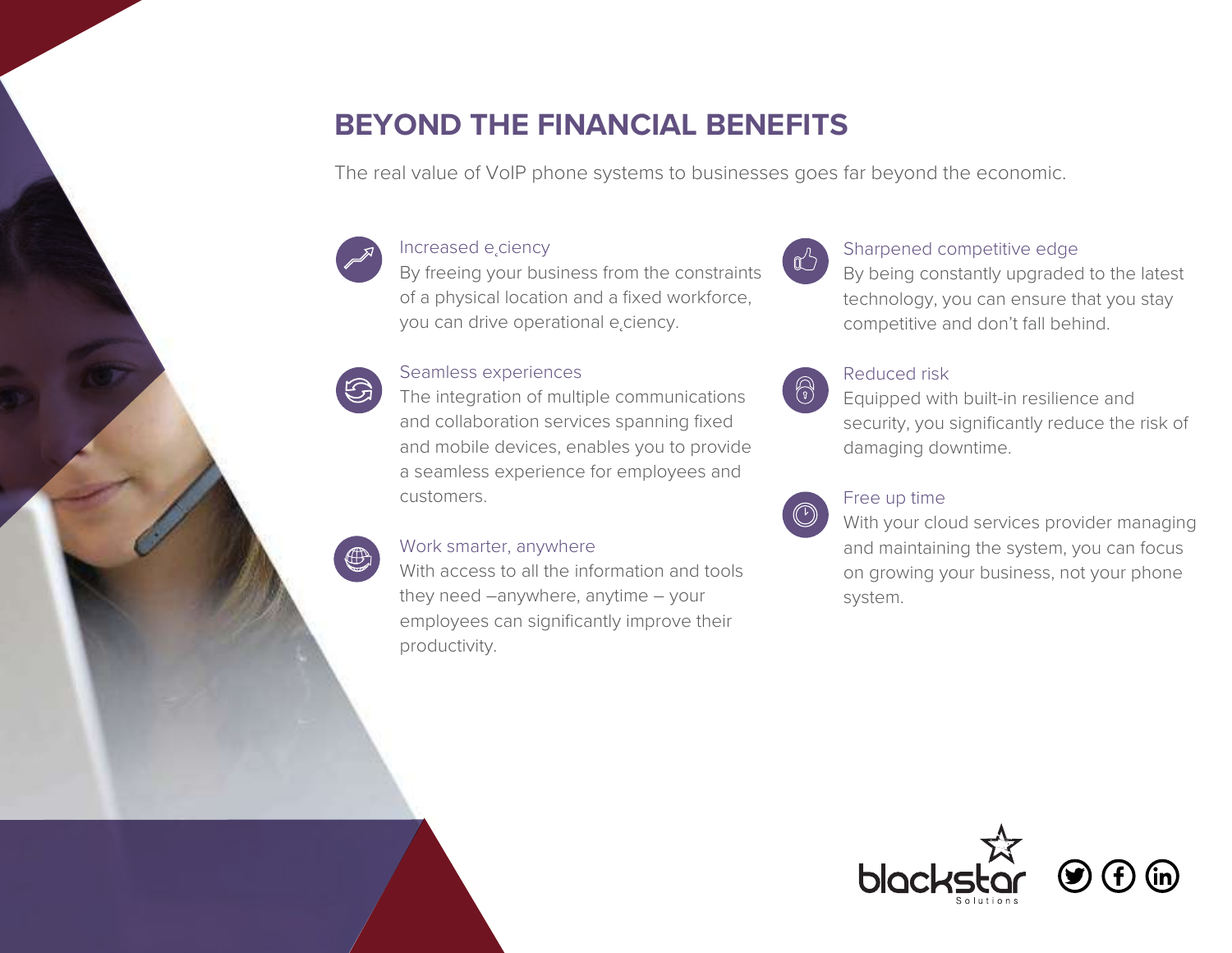# BEYOND THE FINANCIAL BENEFITS

The real value of VoIP phone systems to businesses goes far beyond the economic.

### Increased e¸ciency

By freeing your business from the constraints of a physical location and a fixed workforce, you can drive operational e¸ciency.

### Seamless experiences

The integration of multiple communications and collaboration services spanning fixed and mobile devices, enables you to provide a seamless experience for employees and customers.

### Work smarter, anywhere

With access to all the information and tools they need –anywhere, anytime – your employees can significantly improve their productivity.

### Sharpened competitive edge

By being constantly upgraded to the latest technology, you can ensure that you stay competitive and don't fall behind.

### Reduced risk

Equipped with built-in resilience and security, you significantly reduce the risk of damaging downtime.

### Free up time

With your cloud services provider managing and maintaining the system, you can focus on growing your business, not your phone system.

blackstar Solutions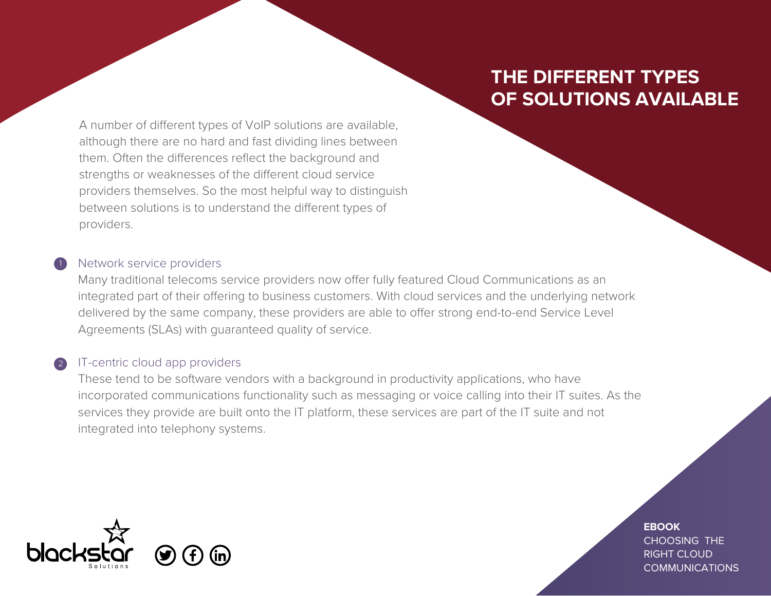# THE DIFFERENT TYPES OF SOLUTIONS AVAILABLE

A number of different types of VoIP solutions are available, although there are no hard and fast dividing lines between them. Often the differences reflect the background and strengths or weaknesses of the different cloud service providers themselves. So the most helpful way to distinguish between solutions is to understand the different types of providers.

1. Network service providers

   Many traditional telecoms service providers now offer fully featured Cloud Communications as an integrated part of their offering to business customers. With cloud services and the underlying network delivered by the same company, these providers are able to offer strong end-to-end Service Level Agreements (SLAs) with guaranteed quality of service.

2. IT-centric cloud app providers

   These tend to be software vendors with a background in productivity applications, who have incorporated communications functionality such as messaging or voice calling into their IT suites. As the services they provide are built onto the IT platform, these services are part of the IT suite and not integrated into telephony systems.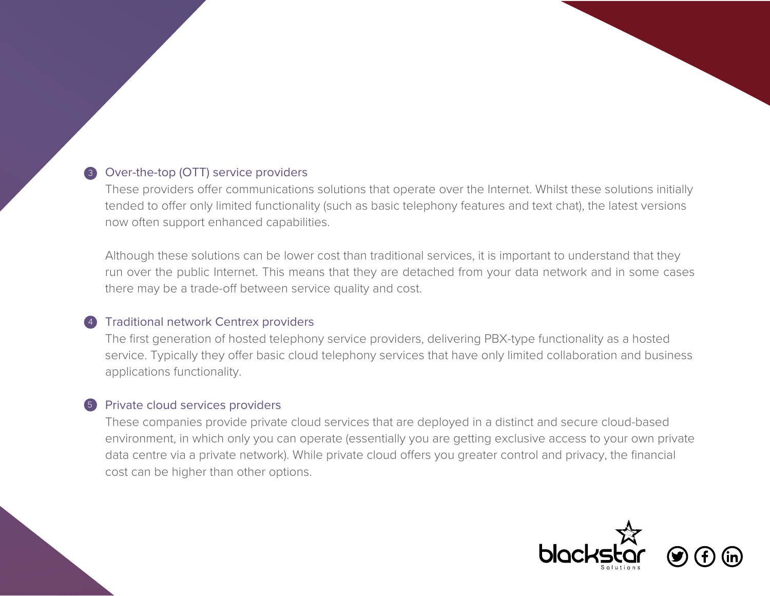3. Over-the-top (OTT) service providers

   These providers offer communications solutions that operate over the Internet. Whilst these solutions initially tended to offer only limited functionality (such as basic telephony features and text chat), the latest versions now often support enhanced capabilities.

   Although these solutions can be lower cost than traditional services, it is important to understand that they run over the public Internet. This means that they are detached from your data network and in some cases there may be a trade-off between service quality and cost.

4. Traditional network Centrex providers

   The first generation of hosted telephony service providers, delivering PBX-type functionality as a hosted service. Typically they offer basic cloud telephony services that have only limited collaboration and business applications functionality.

5. Private cloud services providers

   These companies provide private cloud services that are deployed in a distinct and secure cloud-based environment, in which only you can operate (essentially you are getting exclusive access to your own private data centre via a private network). While private cloud offers you greater control and privacy, the financial cost can be higher than other options.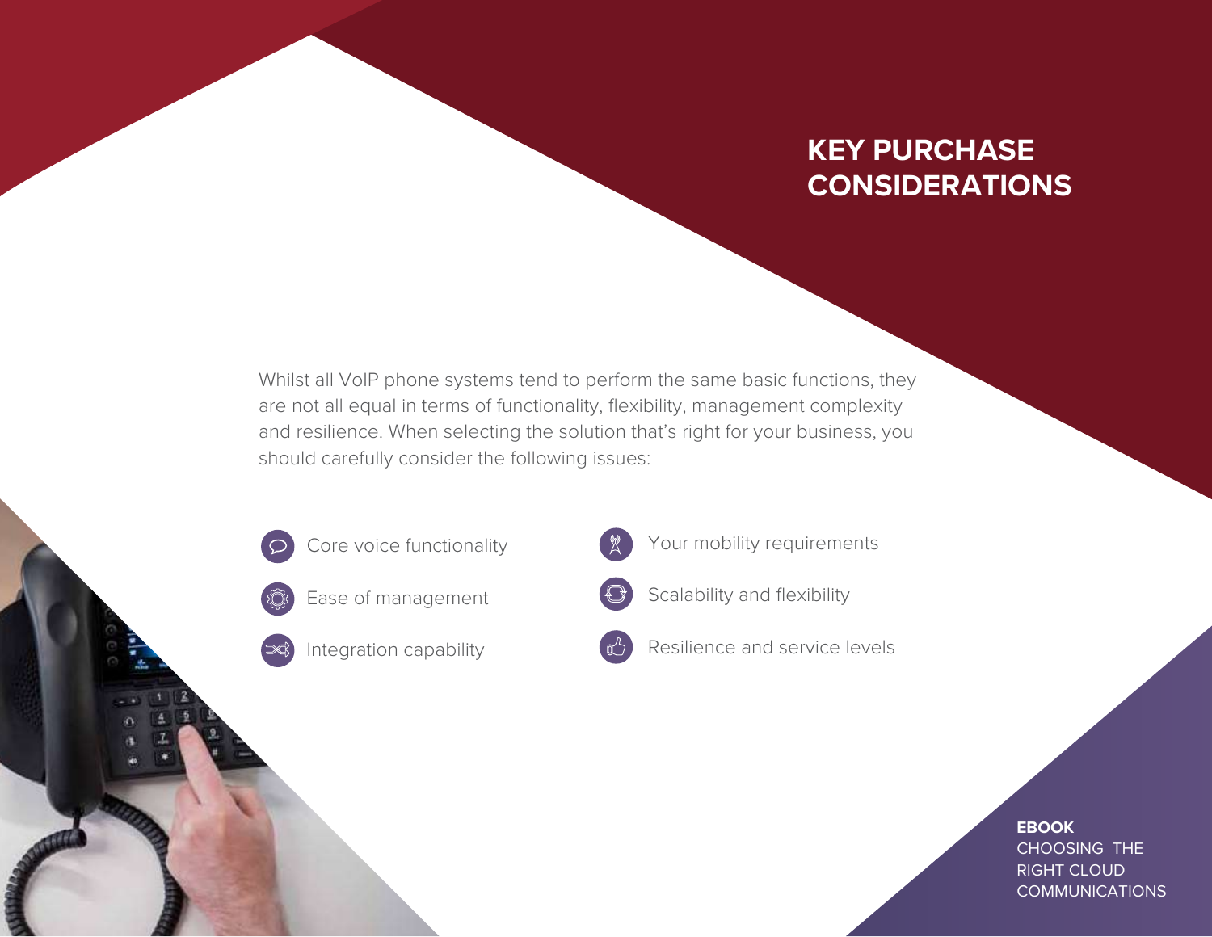# KEY PURCHASE CONSIDERATIONS

Whilst all VoIP phone systems tend to perform the same basic functions, they are not all equal in terms of functionality, flexibility, management complexity and resilience. When selecting the solution that's right for your business, you should carefully consider the following issues:

- Core voice functionality
- Ease of management
- Integration capability
- Your mobility requirements
- Scalability and flexibility
- Resilience and service levels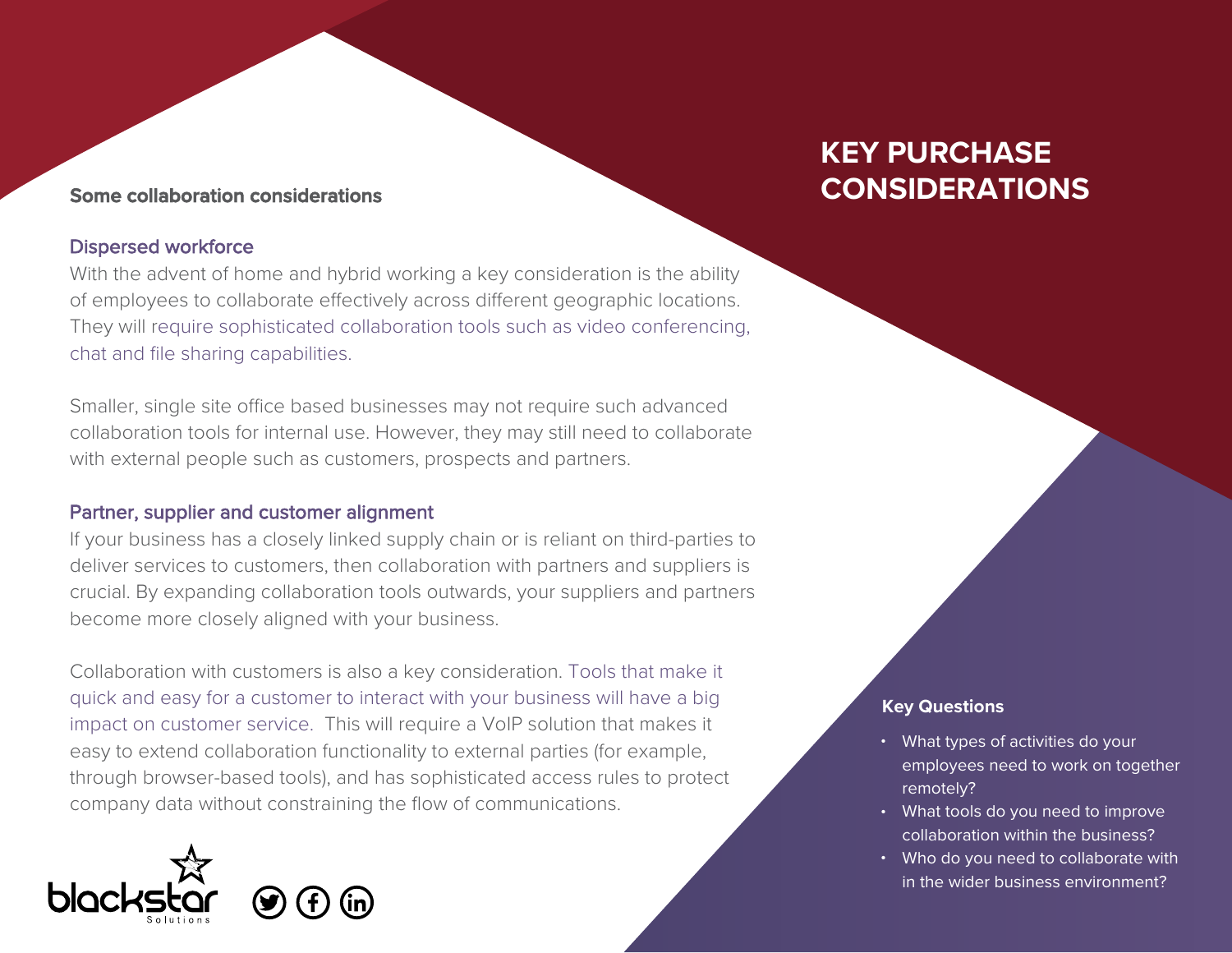# KEY PURCHASE CONSIDERATIONS

## Some collaboration considerations

### Dispersed workforce

With the advent of home and hybrid working a key consideration is the ability of employees to collaborate effectively across different geographic locations. They will require sophisticated collaboration tools such as video conferencing, chat and file sharing capabilities.

Smaller, single site office based businesses may not require such advanced collaboration tools for internal use. However, they may still need to collaborate with external people such as customers, prospects and partners.

### Partner, supplier and customer alignment

If your business has a closely linked supply chain or is reliant on third-parties to deliver services to customers, then collaboration with partners and suppliers is crucial. By expanding collaboration tools outwards, your suppliers and partners become more closely aligned with your business.

Collaboration with customers is also a key consideration. Tools that make it quick and easy for a customer to interact with your business will have a big impact on customer service. This will require a VoIP solution that makes it easy to extend collaboration functionality to external parties (for example, through browser-based tools), and has sophisticated access rules to protect company data without constraining the flow of communications.

### Key Questions

- What types of activities do your employees need to work on together remotely?
- What tools do you need to improve collaboration within the business?
- Who do you need to collaborate with in the wider business environment?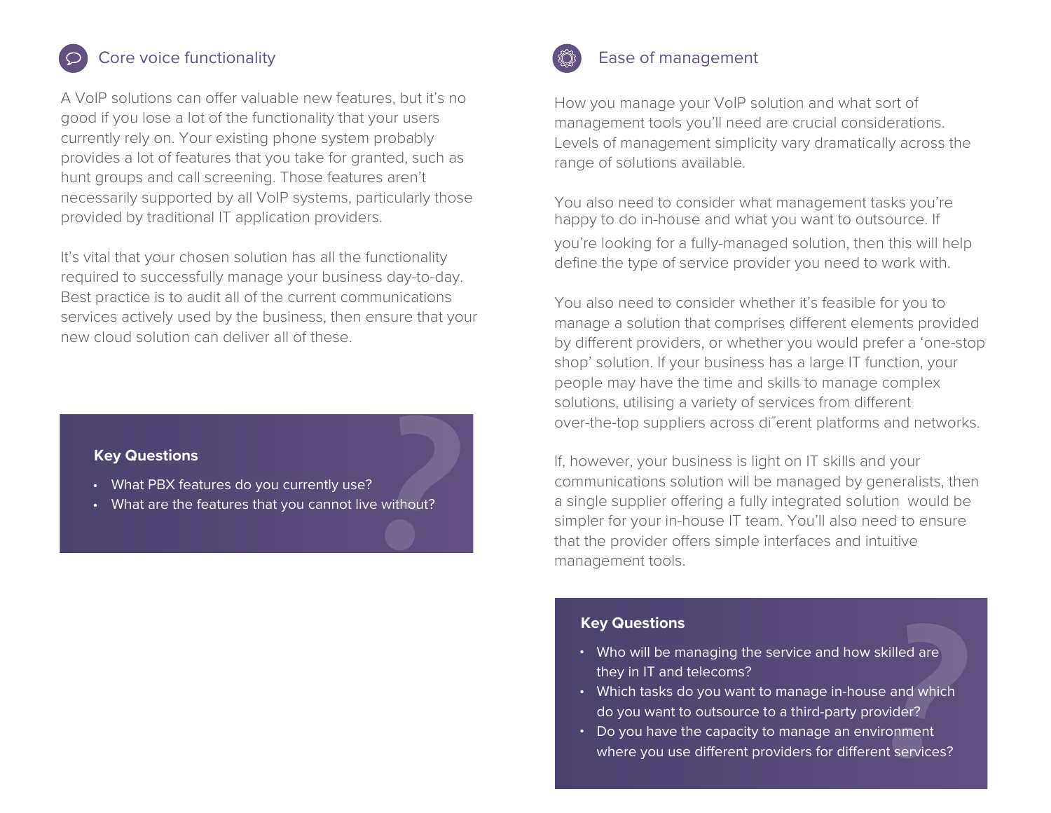## Core voice functionality

A VoIP solutions can offer valuable new features, but it's no good if you lose a lot of the functionality that your users currently rely on. Your existing phone system probably provides a lot of features that you take for granted, such as hunt groups and call screening. Those features aren't necessarily supported by all VoIP systems, particularly those provided by traditional IT application providers.

It's vital that your chosen solution has all the functionality required to successfully manage your business day-to-day. Best practice is to audit all of the current communications services actively used by the business, then ensure that your new cloud solution can deliver all of these.

**Key Questions**

- What PBX features do you currently use?
- What are the features that you cannot live without?

## Ease of management

How you manage your VoIP solution and what sort of management tools you'll need are crucial considerations. Levels of management simplicity vary dramatically across the range of solutions available.

You also need to consider what management tasks you're happy to do in-house and what you want to outsource. If you're looking for a fully-managed solution, then this will help define the type of service provider you need to work with.

You also need to consider whether it's feasible for you to manage a solution that comprises different elements provided by different providers, or whether you would prefer a 'one-stop shop' solution. If your business has a large IT function, your people may have the time and skills to manage complex solutions, utilising a variety of services from different over-the-top suppliers across di˝erent platforms and networks.

If, however, your business is light on IT skills and your communications solution will be managed by generalists, then a single supplier offering a fully integrated solution would be simpler for your in-house IT team. You'll also need to ensure that the provider offers simple interfaces and intuitive management tools.

**Key Questions**

- Who will be managing the service and how skilled are they in IT and telecoms?
- Which tasks do you want to manage in-house and which do you want to outsource to a third-party provider?
- Do you have the capacity to manage an environment where you use different providers for different services?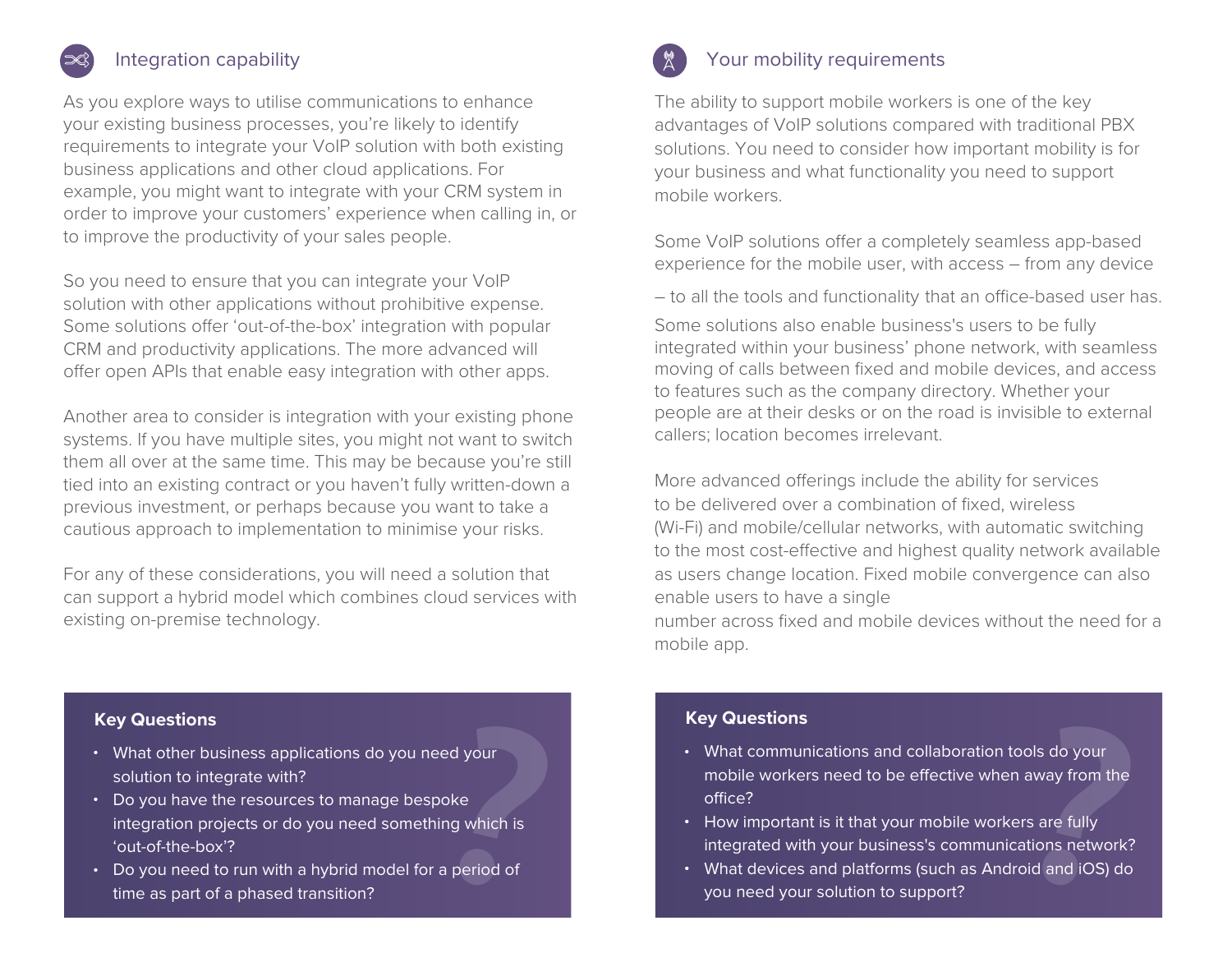## Integration capability

As you explore ways to utilise communications to enhance your existing business processes, you're likely to identify requirements to integrate your VoIP solution with both existing business applications and other cloud applications. For example, you might want to integrate with your CRM system in order to improve your customers' experience when calling in, or to improve the productivity of your sales people.

So you need to ensure that you can integrate your VoIP solution with other applications without prohibitive expense. Some solutions offer 'out-of-the-box' integration with popular CRM and productivity applications. The more advanced will offer open APIs that enable easy integration with other apps.

Another area to consider is integration with your existing phone systems. If you have multiple sites, you might not want to switch them all over at the same time. This may be because you're still tied into an existing contract or you haven't fully written-down a previous investment, or perhaps because you want to take a cautious approach to implementation to minimise your risks.

For any of these considerations, you will need a solution that can support a hybrid model which combines cloud services with existing on-premise technology.

**Key Questions**

- What other business applications do you need your solution to integrate with?
- Do you have the resources to manage bespoke integration projects or do you need something which is 'out-of-the-box'?
- Do you need to run with a hybrid model for a period of time as part of a phased transition?

## Your mobility requirements

The ability to support mobile workers is one of the key advantages of VoIP solutions compared with traditional PBX solutions. You need to consider how important mobility is for your business and what functionality you need to support mobile workers.

Some VoIP solutions offer a completely seamless app-based experience for the mobile user, with access – from any device – to all the tools and functionality that an office-based user has.

Some solutions also enable business's users to be fully integrated within your business' phone network, with seamless moving of calls between fixed and mobile devices, and access to features such as the company directory. Whether your people are at their desks or on the road is invisible to external callers; location becomes irrelevant.

More advanced offerings include the ability for services to be delivered over a combination of fixed, wireless (Wi-Fi) and mobile/cellular networks, with automatic switching to the most cost-effective and highest quality network available as users change location. Fixed mobile convergence can also enable users to have a single number across fixed and mobile devices without the need for a mobile app.

**Key Questions**

- What communications and collaboration tools do your mobile workers need to be effective when away from the office?
- How important is it that your mobile workers are fully integrated with your business's communications network?
- What devices and platforms (such as Android and iOS) do you need your solution to support?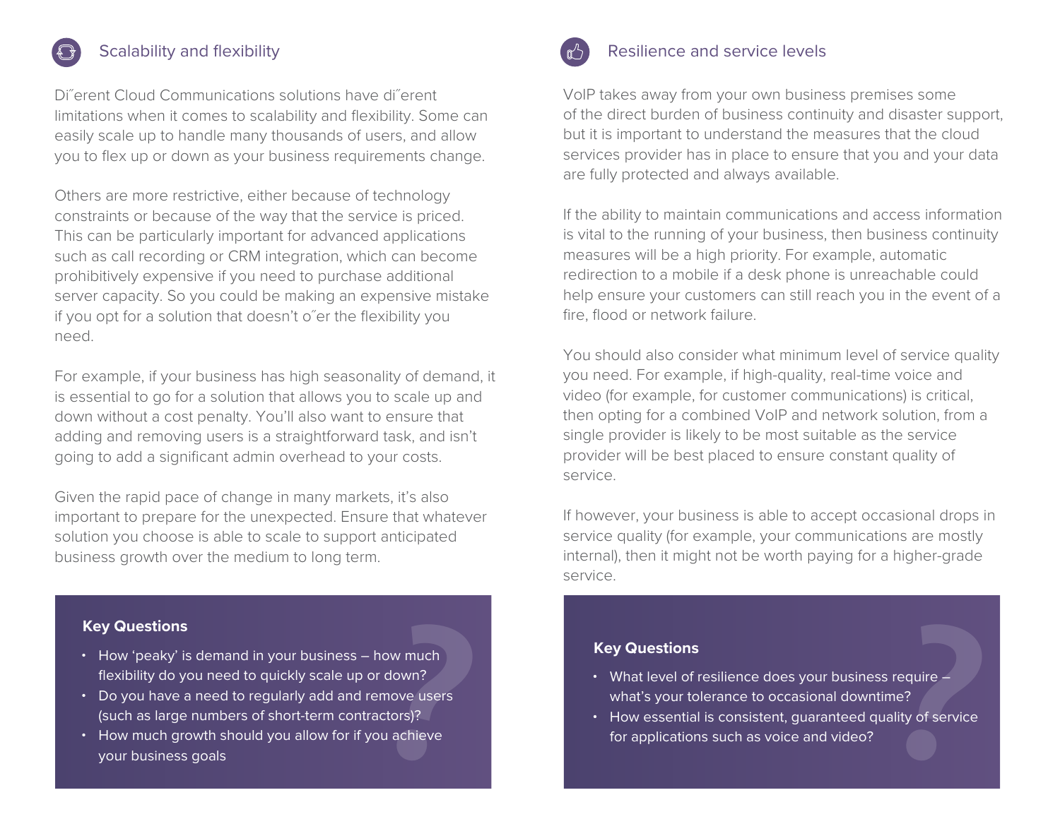## Scalability and flexibility

Di˝erent Cloud Communications solutions have di˝erent limitations when it comes to scalability and flexibility. Some can easily scale up to handle many thousands of users, and allow you to flex up or down as your business requirements change.

Others are more restrictive, either because of technology constraints or because of the way that the service is priced. This can be particularly important for advanced applications such as call recording or CRM integration, which can become prohibitively expensive if you need to purchase additional server capacity. So you could be making an expensive mistake if you opt for a solution that doesn't o˝er the flexibility you need.

For example, if your business has high seasonality of demand, it is essential to go for a solution that allows you to scale up and down without a cost penalty. You'll also want to ensure that adding and removing users is a straightforward task, and isn't going to add a significant admin overhead to your costs.

Given the rapid pace of change in many markets, it's also important to prepare for the unexpected. Ensure that whatever solution you choose is able to scale to support anticipated business growth over the medium to long term.

**Key Questions**

- How 'peaky' is demand in your business – how much flexibility do you need to quickly scale up or down?
- Do you have a need to regularly add and remove users (such as large numbers of short-term contractors)?
- How much growth should you allow for if you achieve your business goals

## Resilience and service levels

VoIP takes away from your own business premises some of the direct burden of business continuity and disaster support, but it is important to understand the measures that the cloud services provider has in place to ensure that you and your data are fully protected and always available.

If the ability to maintain communications and access information is vital to the running of your business, then business continuity measures will be a high priority. For example, automatic redirection to a mobile if a desk phone is unreachable could help ensure your customers can still reach you in the event of a fire, flood or network failure.

You should also consider what minimum level of service quality you need. For example, if high-quality, real-time voice and video (for example, for customer communications) is critical, then opting for a combined VoIP and network solution, from a single provider is likely to be most suitable as the service provider will be best placed to ensure constant quality of service.

If however, your business is able to accept occasional drops in service quality (for example, your communications are mostly internal), then it might not be worth paying for a higher-grade service.

**Key Questions**

- What level of resilience does your business require – what's your tolerance to occasional downtime?
- How essential is consistent, guaranteed quality of service for applications such as voice and video?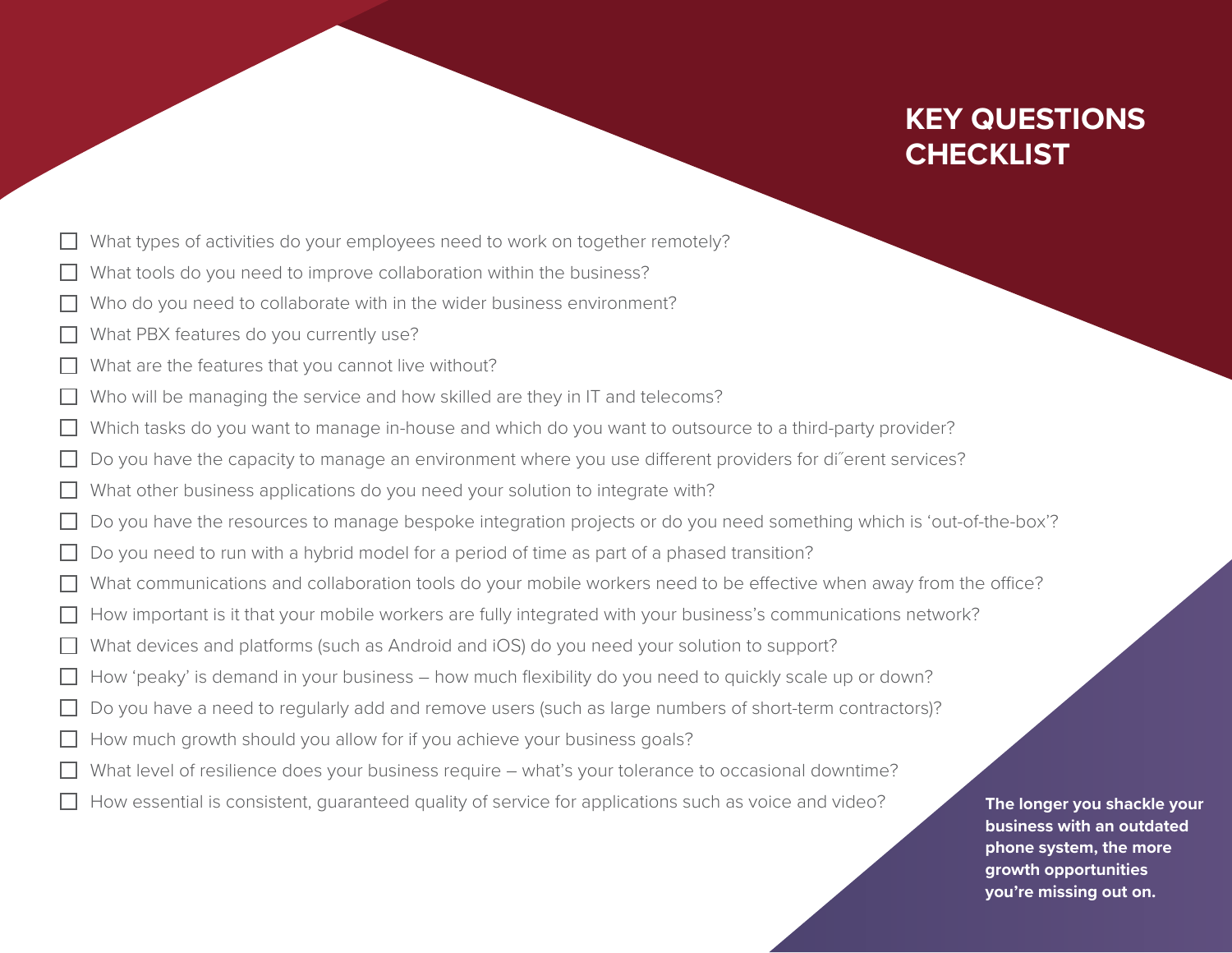# KEY QUESTIONS CHECKLIST

- [ ] What types of activities do your employees need to work on together remotely?
- [ ] What tools do you need to improve collaboration within the business?
- [ ] Who do you need to collaborate with in the wider business environment?
- [ ] What PBX features do you currently use?
- [ ] What are the features that you cannot live without?
- [ ] Who will be managing the service and how skilled are they in IT and telecoms?
- [ ] Which tasks do you want to manage in-house and which do you want to outsource to a third-party provider?
- [ ] Do you have the capacity to manage an environment where you use different providers for di˝erent services?
- [ ] What other business applications do you need your solution to integrate with?
- [ ] Do you have the resources to manage bespoke integration projects or do you need something which is 'out-of-the-box'?
- [ ] Do you need to run with a hybrid model for a period of time as part of a phased transition?
- [ ] What communications and collaboration tools do your mobile workers need to be effective when away from the office?
- [ ] How important is it that your mobile workers are fully integrated with your business's communications network?
- [ ] What devices and platforms (such as Android and iOS) do you need your solution to support?
- [ ] How 'peaky' is demand in your business – how much flexibility do you need to quickly scale up or down?
- [ ] Do you have a need to regularly add and remove users (such as large numbers of short-term contractors)?
- [ ] How much growth should you allow for if you achieve your business goals?
- [ ] What level of resilience does your business require – what's your tolerance to occasional downtime?
- [ ] How essential is consistent, guaranteed quality of service for applications such as voice and video?

**The longer you shackle your business with an outdated phone system, the more growth opportunities you're missing out on.**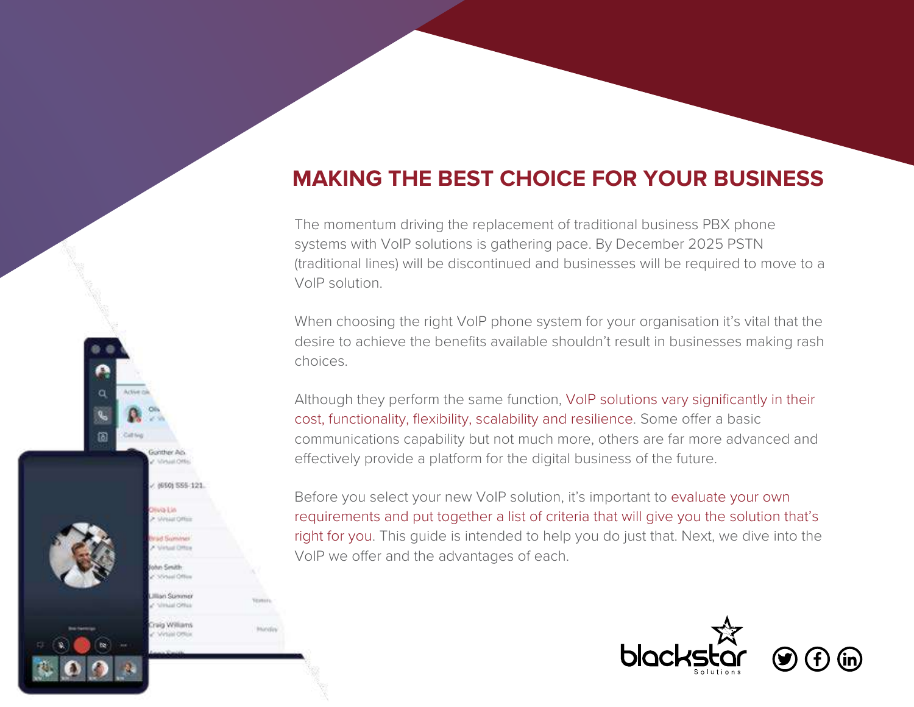# MAKING THE BEST CHOICE FOR YOUR BUSINESS

The momentum driving the replacement of traditional business PBX phone systems with VoIP solutions is gathering pace. By December 2025 PSTN (traditional lines) will be discontinued and businesses will be required to move to a VoIP solution.

When choosing the right VoIP phone system for your organisation it's vital that the desire to achieve the benefits available shouldn't result in businesses making rash choices.

Although they perform the same function, VoIP solutions vary significantly in their cost, functionality, flexibility, scalability and resilience. Some offer a basic communications capability but not much more, others are far more advanced and effectively provide a platform for the digital business of the future.

Before you select your new VoIP solution, it's important to evaluate your own requirements and put together a list of criteria that will give you the solution that's right for you. This guide is intended to help you do just that. Next, we dive into the VoIP we offer and the advantages of each.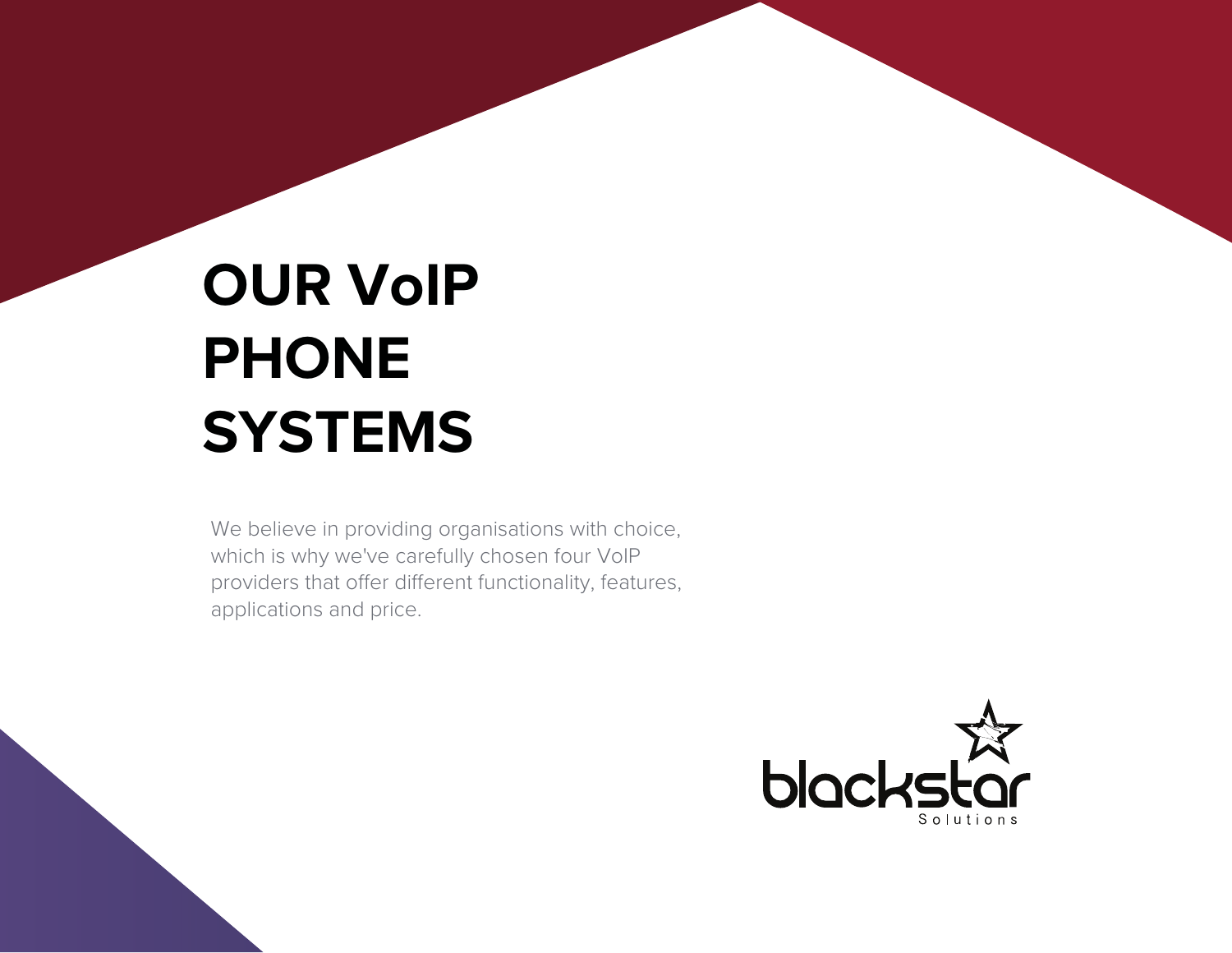# OUR VoIP PHONE SYSTEMS

We believe in providing organisations with choice, which is why we've carefully chosen four VoIP providers that offer different functionality, features, applications and price.

blackstar Solutions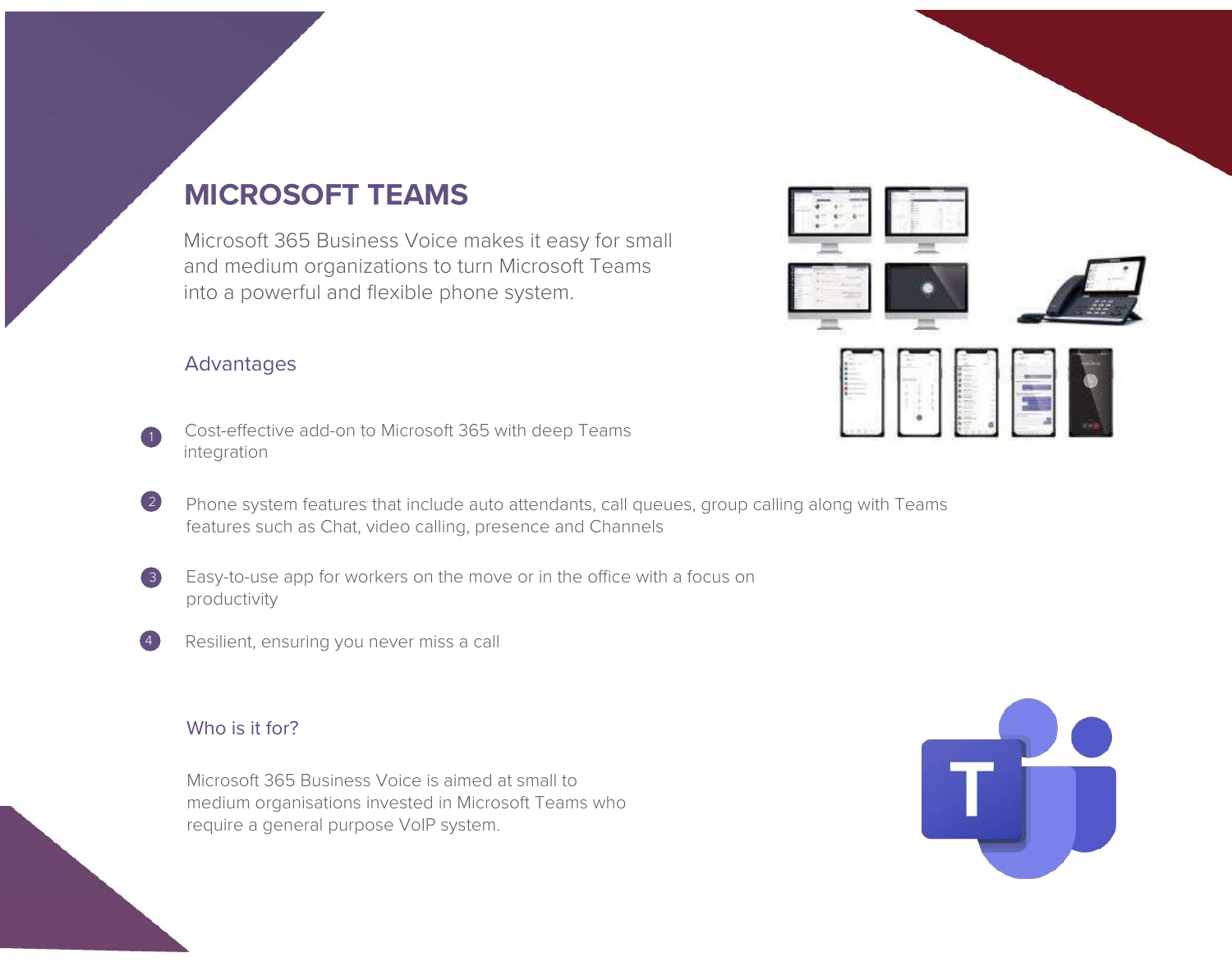# MICROSOFT TEAMS

Microsoft 365 Business Voice makes it easy for small and medium organizations to turn Microsoft Teams into a powerful and flexible phone system.

## Advantages

1. Cost-effective add-on to Microsoft 365 with deep Teams integration
2. Phone system features that include auto attendants, call queues, group calling along with Teams features such as Chat, video calling, presence and Channels
3. Easy-to-use app for workers on the move or in the office with a focus on productivity
4. Resilient, ensuring you never miss a call

## Who is it for?

Microsoft 365 Business Voice is aimed at small to medium organisations invested in Microsoft Teams who require a general purpose VoIP system.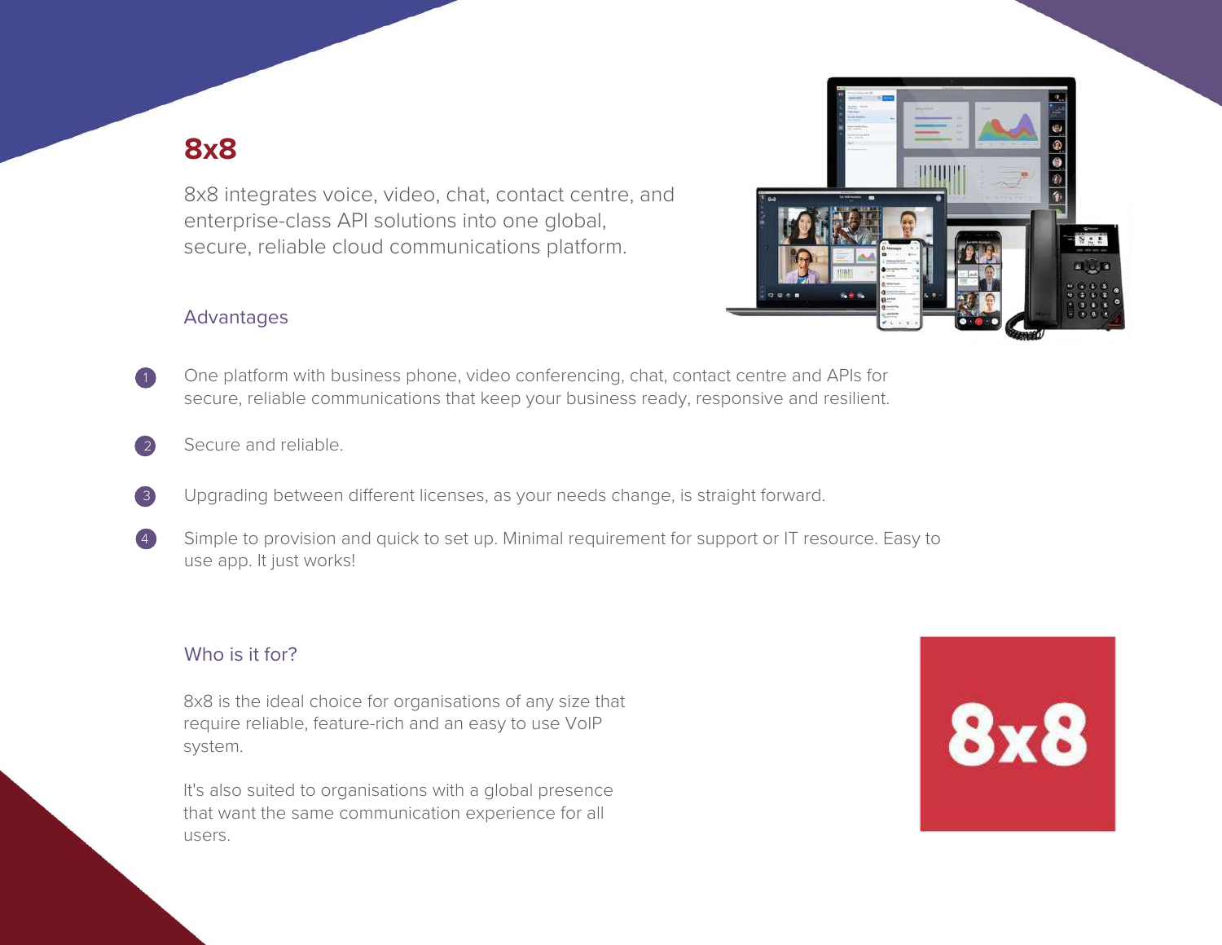# 8x8

8x8 integrates voice, video, chat, contact centre, and enterprise-class API solutions into one global, secure, reliable cloud communications platform.

## Advantages

1. One platform with business phone, video conferencing, chat, contact centre and APIs for secure, reliable communications that keep your business ready, responsive and resilient.

2. Secure and reliable.

3. Upgrading between different licenses, as your needs change, is straight forward.

4. Simple to provision and quick to set up. Minimal requirement for support or IT resource. Easy to use app. It just works!

## Who is it for?

8x8 is the ideal choice for organisations of any size that require reliable, feature-rich and an easy to use VoIP system.

It's also suited to organisations with a global presence that want the same communication experience for all users.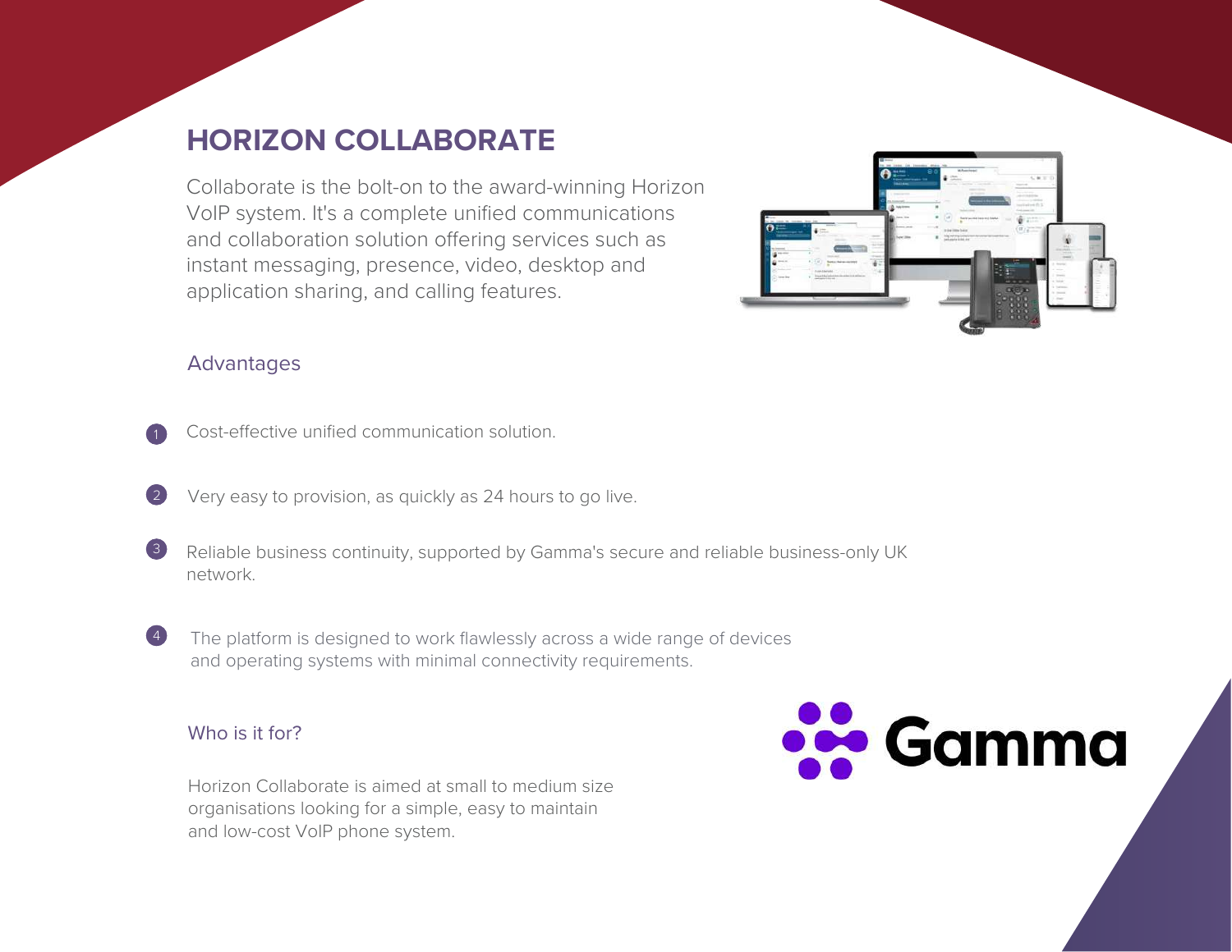# HORIZON COLLABORATE

Collaborate is the bolt-on to the award-winning Horizon VoIP system. It's a complete unified communications and collaboration solution offering services such as instant messaging, presence, video, desktop and application sharing, and calling features.

## Advantages

1. Cost-effective unified communication solution.
2. Very easy to provision, as quickly as 24 hours to go live.
3. Reliable business continuity, supported by Gamma's secure and reliable business-only UK network.
4. The platform is designed to work flawlessly across a wide range of devices and operating systems with minimal connectivity requirements.

## Who is it for?

Horizon Collaborate is aimed at small to medium size organisations looking for a simple, easy to maintain and low-cost VoIP phone system.

Gamma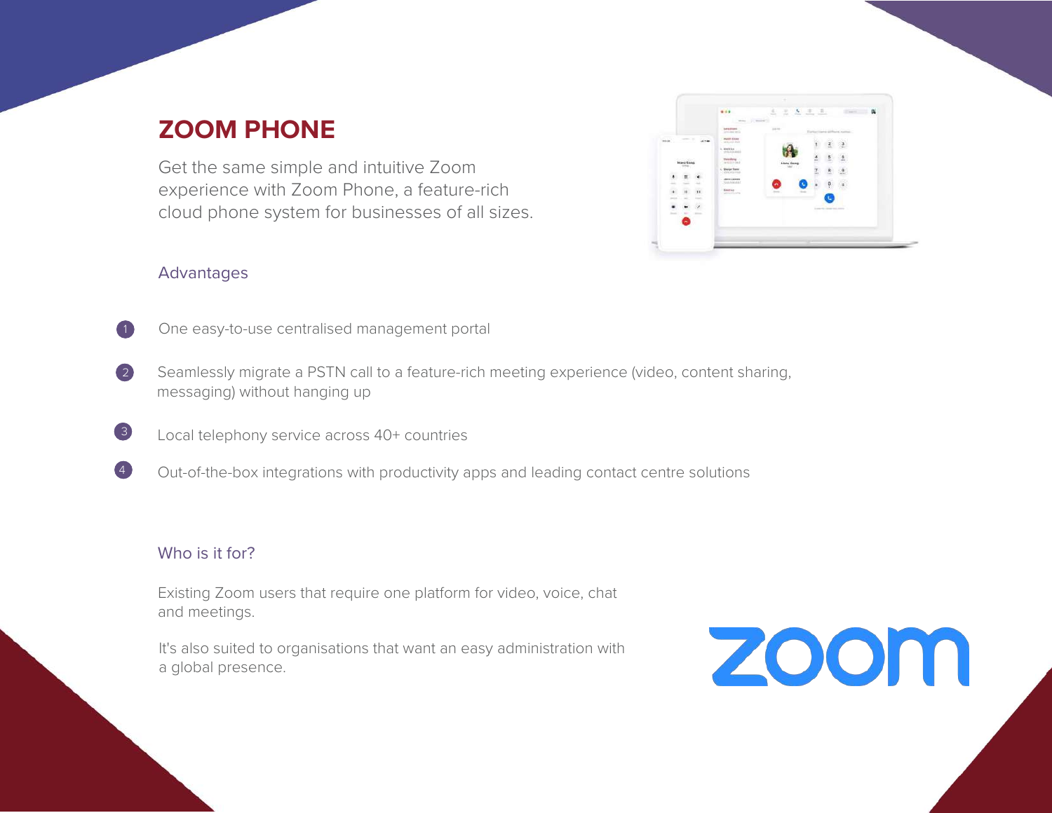# ZOOM PHONE

Get the same simple and intuitive Zoom experience with Zoom Phone, a feature-rich cloud phone system for businesses of all sizes.

## Advantages

1. One easy-to-use centralised management portal
2. Seamlessly migrate a PSTN call to a feature-rich meeting experience (video, content sharing, messaging) without hanging up
3. Local telephony service across 40+ countries
4. Out-of-the-box integrations with productivity apps and leading contact centre solutions

## Who is it for?

Existing Zoom users that require one platform for video, voice, chat and meetings.

It's also suited to organisations that want an easy administration with a global presence.

zoom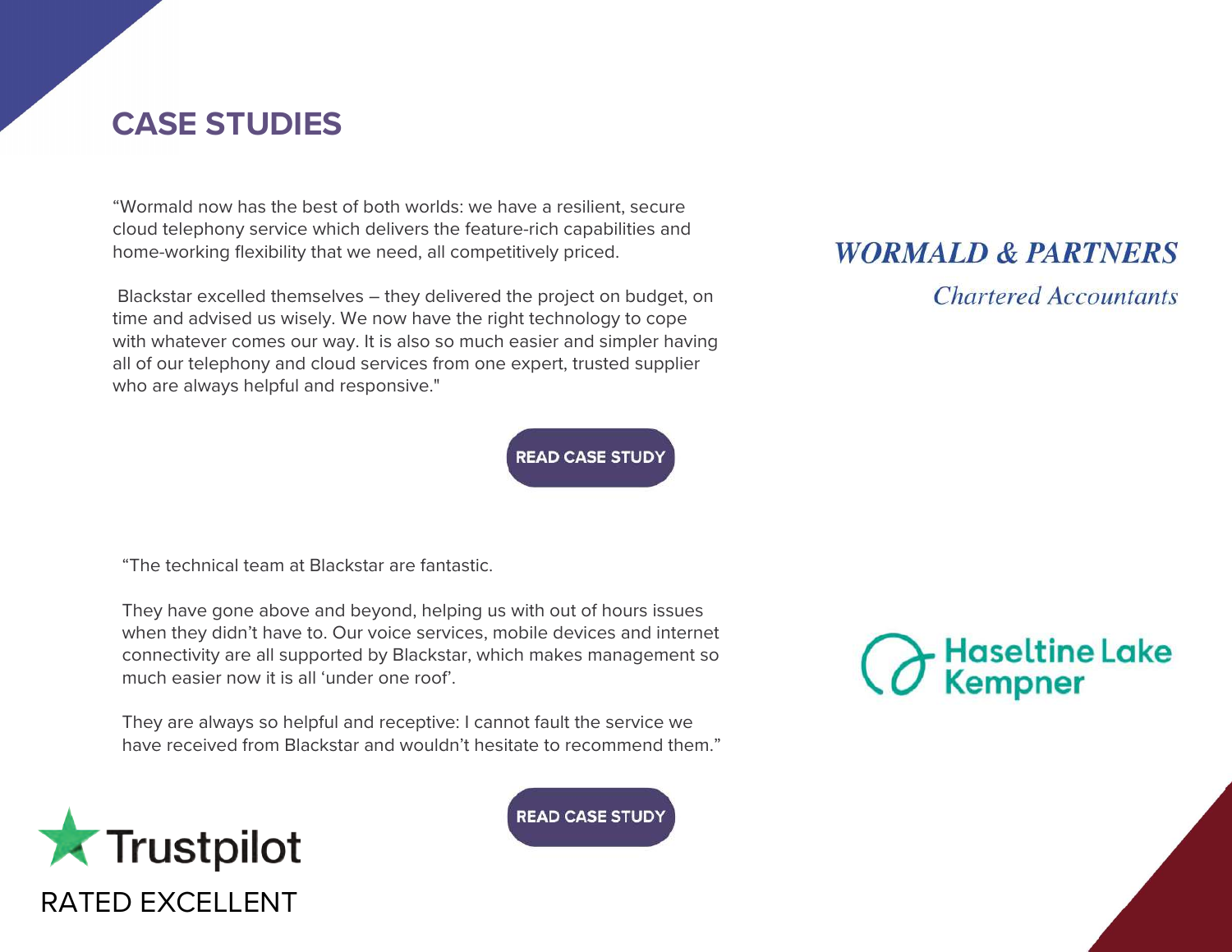# CASE STUDIES

"Wormald now has the best of both worlds: we have a resilient, secure cloud telephony service which delivers the feature-rich capabilities and home-working flexibility that we need, all competitively priced.

Blackstar excelled themselves – they delivered the project on budget, on time and advised us wisely. We now have the right technology to cope with whatever comes our way. It is also so much easier and simpler having all of our telephony and cloud services from one expert, trusted supplier who are always helpful and responsive."

**WORMALD & PARTNERS**
*Chartered Accountants*

READ CASE STUDY

"The technical team at Blackstar are fantastic.

They have gone above and beyond, helping us with out of hours issues when they didn't have to. Our voice services, mobile devices and internet connectivity are all supported by Blackstar, which makes management so much easier now it is all 'under one roof'.

They are always so helpful and receptive: I cannot fault the service we have received from Blackstar and wouldn't hesitate to recommend them."

Haseltine Lake Kempner

READ CASE STUDY

Trustpilot
RATED EXCELLENT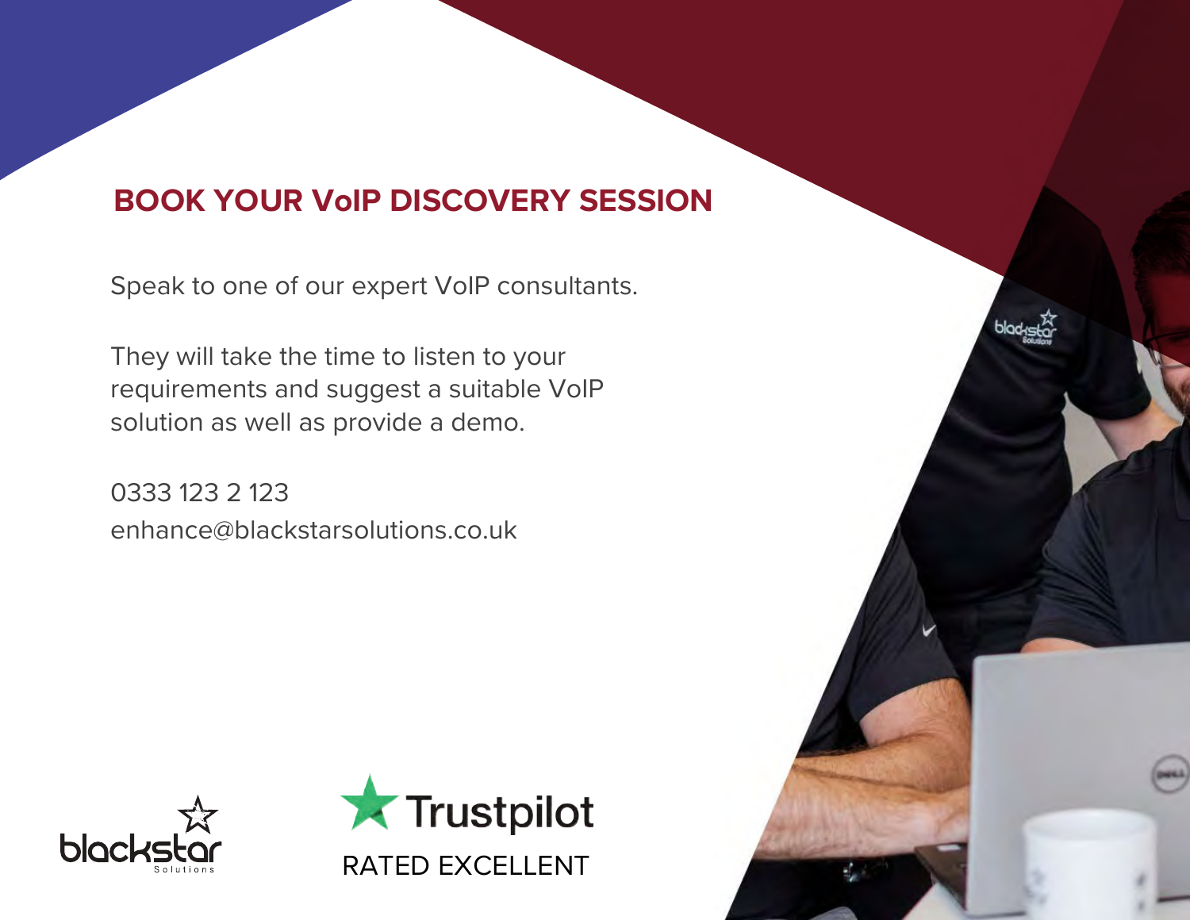## BOOK YOUR VoIP DISCOVERY SESSION

Speak to one of our expert VoIP consultants.

They will take the time to listen to your requirements and suggest a suitable VoIP solution as well as provide a demo.

0333 123 2 123
enhance@blackstarsolutions.co.uk

blackstar Solutions

Trustpilot
RATED EXCELLENT